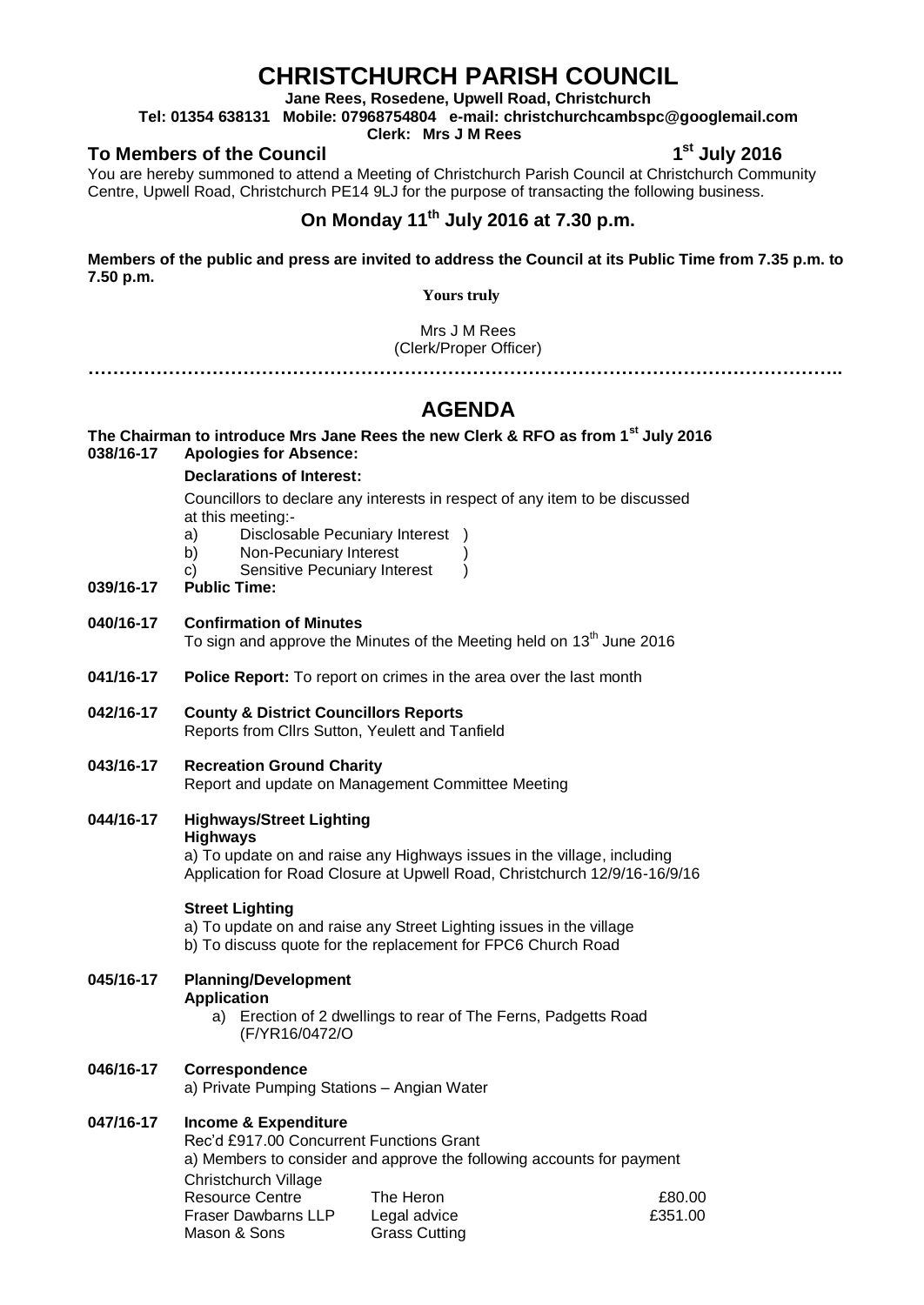# CHRISTCHURCH PARISH COUNCIL

**Jane Rees, Rosedene, Upwell Road, Christchurch**
**Tel: 01354 638131 Mobile: 07968754804 e-mail: christchurchcambspc@googlemail.com**
**Clerk: Mrs J M Rees**

**To Members of the Council** **1st July 2016**

You are hereby summoned to attend a Meeting of Christchurch Parish Council at Christchurch Community Centre, Upwell Road, Christchurch PE14 9LJ for the purpose of transacting the following business.

## On Monday 11th July 2016 at 7.30 p.m.

**Members of the public and press are invited to address the Council at its Public Time from 7.35 p.m. to 7.50 p.m.**

**Yours truly**

Mrs J M Rees
(Clerk/Proper Officer)

…………………………………………………………………………………………………………..

## AGENDA

**The Chairman to introduce Mrs Jane Rees the new Clerk & RFO as from 1st July 2016**

**038/16-17 Apologies for Absence:**

**Declarations of Interest:**

Councillors to declare any interests in respect of any item to be discussed at this meeting:-

a) Disclosable Pecuniary Interest )
b) Non-Pecuniary Interest )
c) Sensitive Pecuniary Interest )

**039/16-17 Public Time:**

**040/16-17 Confirmation of Minutes**
To sign and approve the Minutes of the Meeting held on 13th June 2016

**041/16-17 Police Report:** To report on crimes in the area over the last month

**042/16-17 County & District Councillors Reports**
Reports from Cllrs Sutton, Yeulett and Tanfield

**043/16-17 Recreation Ground Charity**
Report and update on Management Committee Meeting

**044/16-17 Highways/Street Lighting**

**Highways**

a) To update on and raise any Highways issues in the village, including Application for Road Closure at Upwell Road, Christchurch 12/9/16-16/9/16

**Street Lighting**

a) To update on and raise any Street Lighting issues in the village
b) To discuss quote for the replacement for FPC6 Church Road

**045/16-17 Planning/Development**

**Application**

a) Erection of 2 dwellings to rear of The Ferns, Padgetts Road (F/YR16/0472/O

**046/16-17 Correspondence**
a) Private Pumping Stations – Angian Water

**047/16-17 Income & Expenditure**
Rec'd £917.00 Concurrent Functions Grant
a) Members to consider and approve the following accounts for payment

| | | |
|---|---|---|
| Christchurch Village Resource Centre | The Heron | £80.00 |
| Fraser Dawbarns LLP | Legal advice | £351.00 |
| Mason & Sons | Grass Cutting | |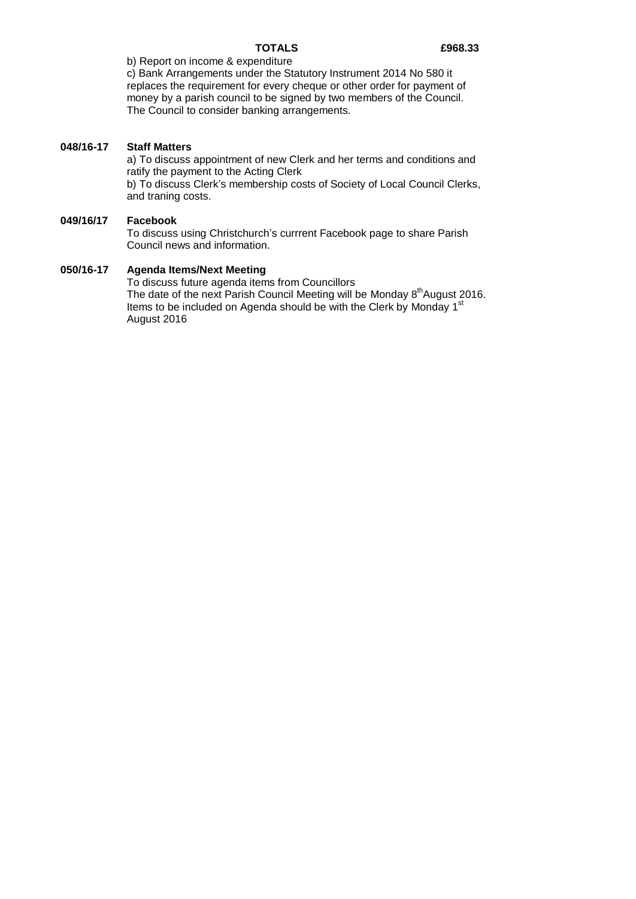**TOTALS** **£968.33**

b) Report on income & expenditure

c) Bank Arrangements under the Statutory Instrument 2014 No 580 it replaces the requirement for every cheque or other order for payment of money by a parish council to be signed by two members of the Council. The Council to consider banking arrangements.

**048/16-17 Staff Matters**

a) To discuss appointment of new Clerk and her terms and conditions and ratify the payment to the Acting Clerk

b) To discuss Clerk's membership costs of Society of Local Council Clerks, and traning costs.

**049/16/17 Facebook**

To discuss using Christchurch's currrent Facebook page to share Parish Council news and information.

**050/16-17 Agenda Items/Next Meeting**

To discuss future agenda items from Councillors

The date of the next Parish Council Meeting will be Monday 8th August 2016. Items to be included on Agenda should be with the Clerk by Monday 1st August 2016